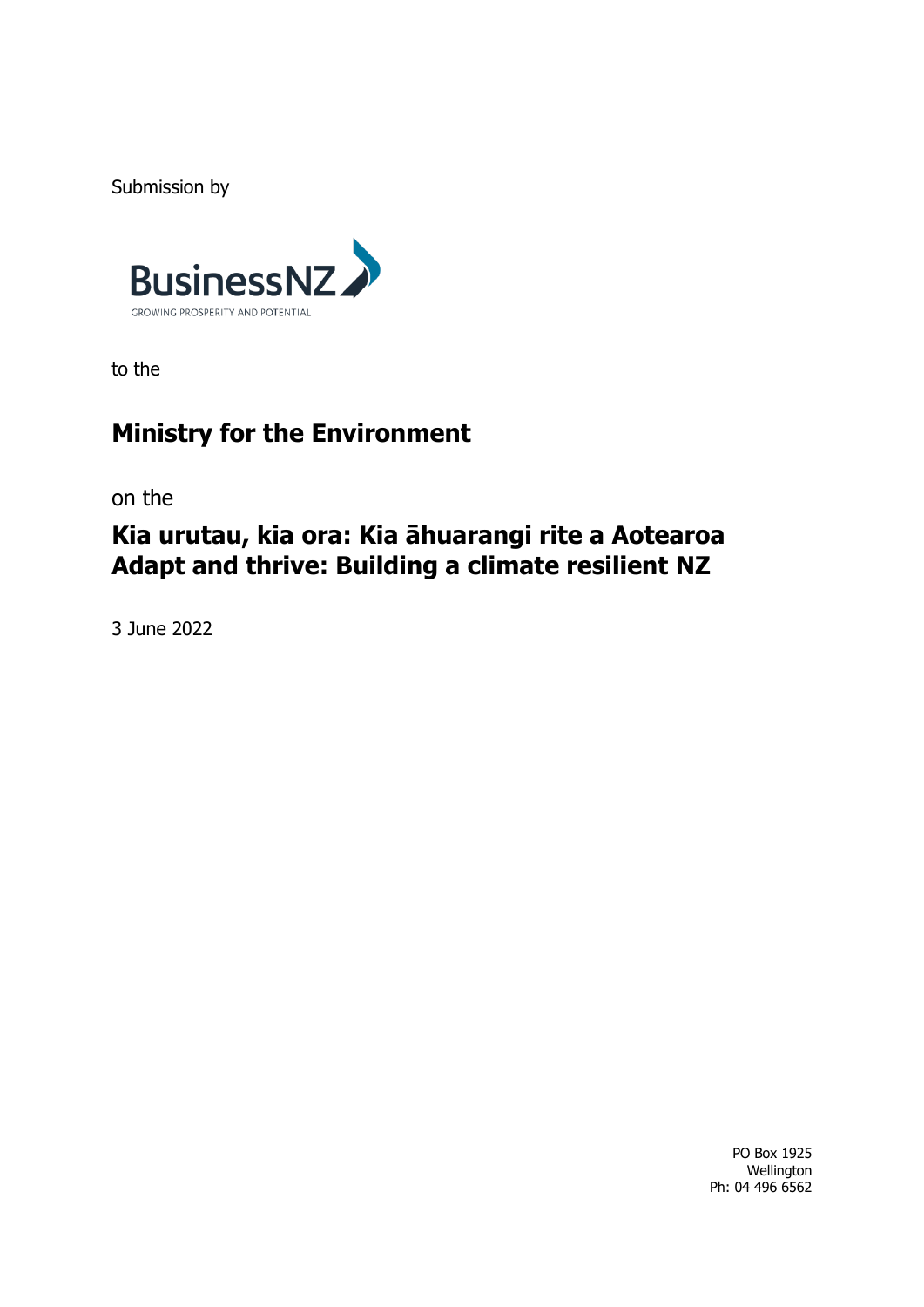Submission by

BusinessNZ

GROWING PROSPERITY AND POTENTIAL

to the

# Ministry for the Environment

on the

# Kia urutau, kia ora: Kia āhuarangi rite a Aotearoa
# Adapt and thrive: Building a climate resilient NZ

3 June 2022

PO Box 1925
Wellington
Ph: 04 496 6562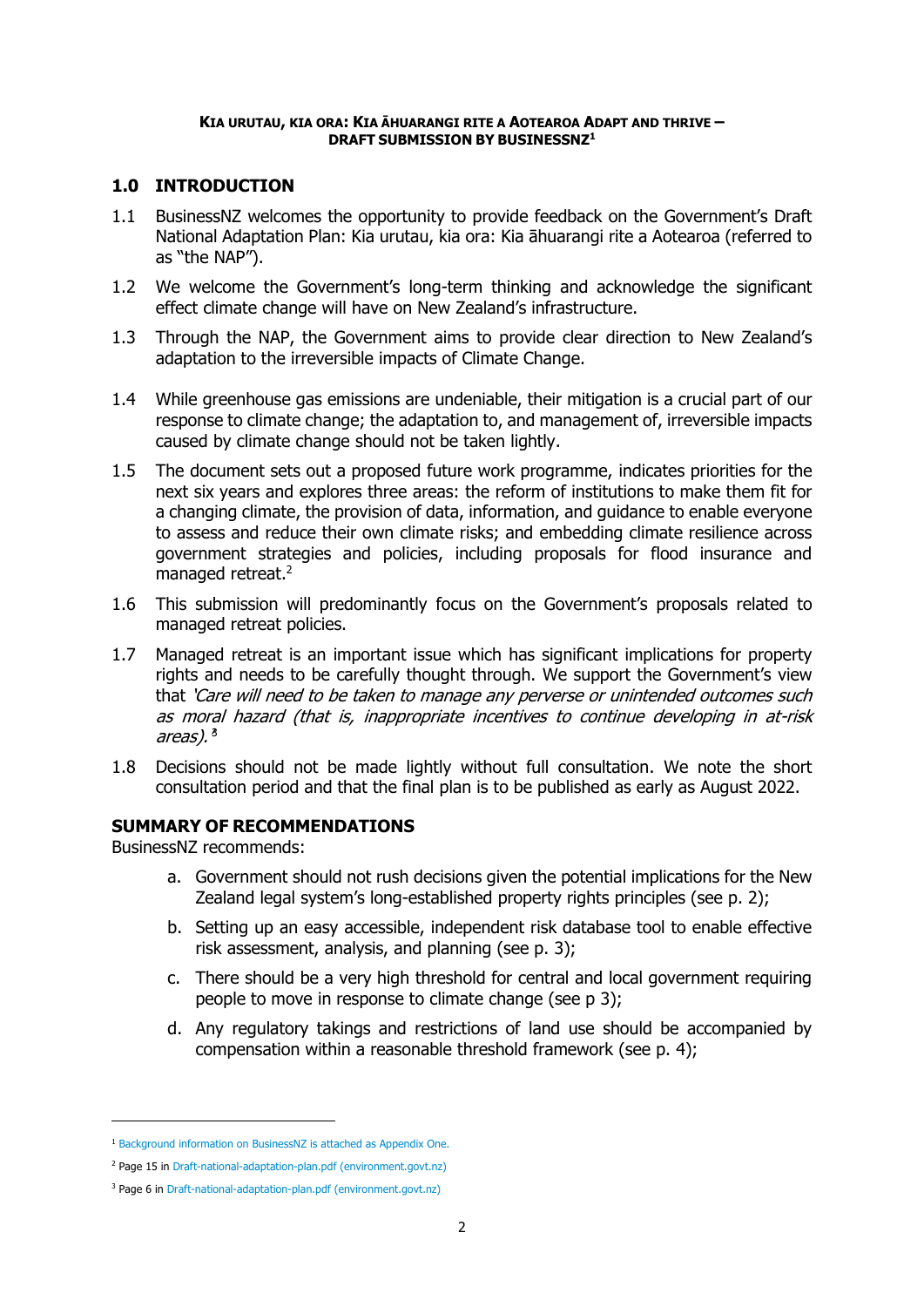**KIA URUTAU, KIA ORA: KIA ĀHUARANGI RITE A AOTEAROA ADAPT AND THRIVE – DRAFT SUBMISSION BY BUSINESSNZ**[1]

## 1.0 INTRODUCTION

1.1 BusinessNZ welcomes the opportunity to provide feedback on the Government's Draft National Adaptation Plan: Kia urutau, kia ora: Kia āhuarangi rite a Aotearoa (referred to as "the NAP").

1.2 We welcome the Government's long-term thinking and acknowledge the significant effect climate change will have on New Zealand's infrastructure.

1.3 Through the NAP, the Government aims to provide clear direction to New Zealand's adaptation to the irreversible impacts of Climate Change.

1.4 While greenhouse gas emissions are undeniable, their mitigation is a crucial part of our response to climate change; the adaptation to, and management of, irreversible impacts caused by climate change should not be taken lightly.

1.5 The document sets out a proposed future work programme, indicates priorities for the next six years and explores three areas: the reform of institutions to make them fit for a changing climate, the provision of data, information, and guidance to enable everyone to assess and reduce their own climate risks; and embedding climate resilience across government strategies and policies, including proposals for flood insurance and managed retreat.[2]

1.6 This submission will predominantly focus on the Government's proposals related to managed retreat policies.

1.7 Managed retreat is an important issue which has significant implications for property rights and needs to be carefully thought through. We support the Government's view that *'Care will need to be taken to manage any perverse or unintended outcomes such as moral hazard (that is, inappropriate incentives to continue developing in at-risk areas).'*[3]

1.8 Decisions should not be made lightly without full consultation. We note the short consultation period and that the final plan is to be published as early as August 2022.

### SUMMARY OF RECOMMENDATIONS

BusinessNZ recommends:

a. Government should not rush decisions given the potential implications for the New Zealand legal system's long-established property rights principles (see p. 2);

b. Setting up an easy accessible, independent risk database tool to enable effective risk assessment, analysis, and planning (see p. 3);

c. There should be a very high threshold for central and local government requiring people to move in response to climate change (see p 3);

d. Any regulatory takings and restrictions of land use should be accompanied by compensation within a reasonable threshold framework (see p. 4);

---

[1] Background information on BusinessNZ is attached as Appendix One.

[2] Page 15 in Draft-national-adaptation-plan.pdf (environment.govt.nz)

[3] Page 6 in Draft-national-adaptation-plan.pdf (environment.govt.nz)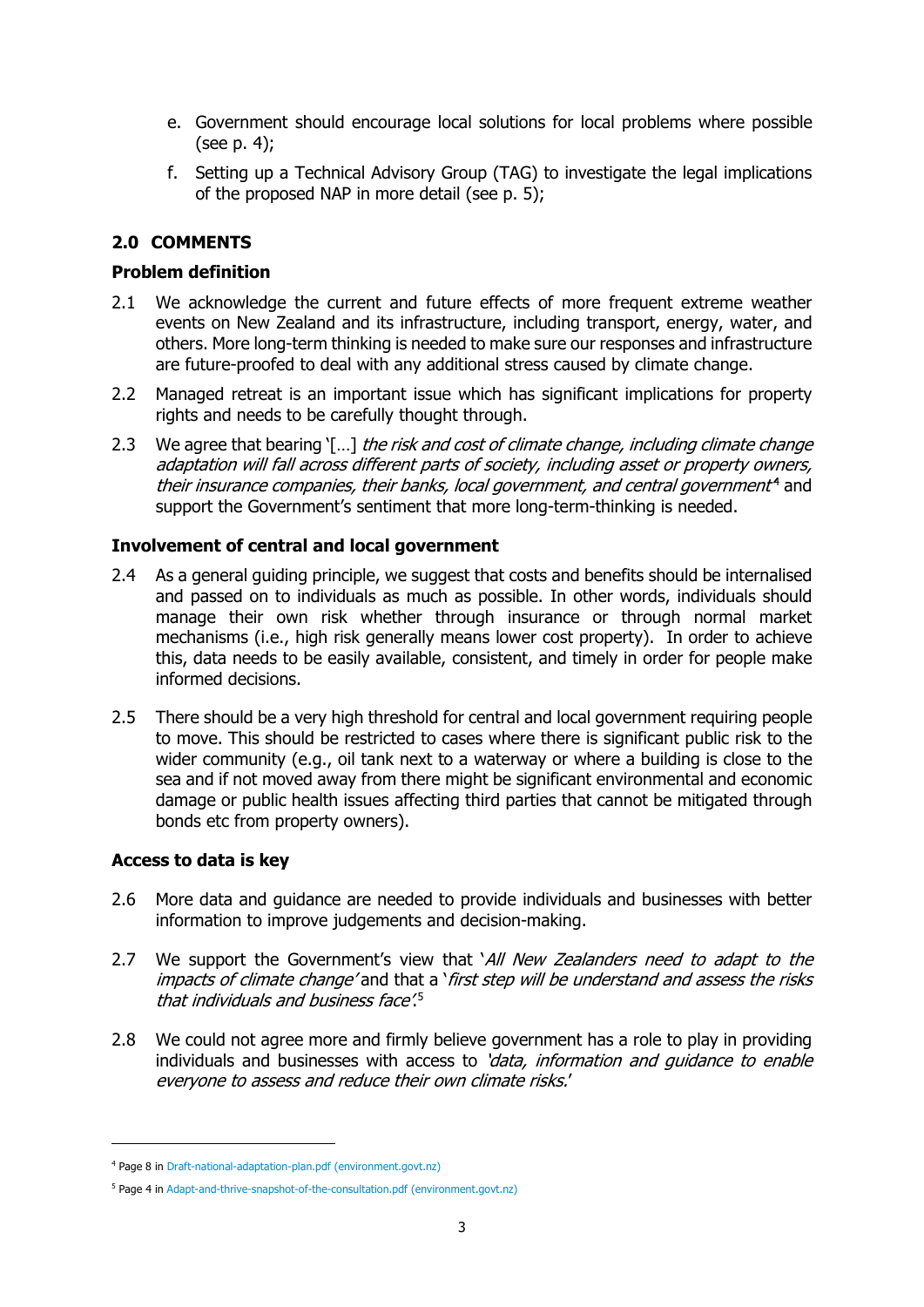e. Government should encourage local solutions for local problems where possible (see p. 4);

f. Setting up a Technical Advisory Group (TAG) to investigate the legal implications of the proposed NAP in more detail (see p. 5);

## 2.0 COMMENTS

### Problem definition

2.1 We acknowledge the current and future effects of more frequent extreme weather events on New Zealand and its infrastructure, including transport, energy, water, and others. More long-term thinking is needed to make sure our responses and infrastructure are future-proofed to deal with any additional stress caused by climate change.

2.2 Managed retreat is an important issue which has significant implications for property rights and needs to be carefully thought through.

2.3 We agree that bearing '[…] *the risk and cost of climate change, including climate change adaptation will fall across different parts of society, including asset or property owners, their insurance companies, their banks, local government, and central government*'[4] and support the Government's sentiment that more long-term-thinking is needed.

### Involvement of central and local government

2.4 As a general guiding principle, we suggest that costs and benefits should be internalised and passed on to individuals as much as possible. In other words, individuals should manage their own risk whether through insurance or through normal market mechanisms (i.e., high risk generally means lower cost property). In order to achieve this, data needs to be easily available, consistent, and timely in order for people make informed decisions.

2.5 There should be a very high threshold for central and local government requiring people to move. This should be restricted to cases where there is significant public risk to the wider community (e.g., oil tank next to a waterway or where a building is close to the sea and if not moved away from there might be significant environmental and economic damage or public health issues affecting third parties that cannot be mitigated through bonds etc from property owners).

### Access to data is key

2.6 More data and guidance are needed to provide individuals and businesses with better information to improve judgements and decision-making.

2.7 We support the Government's view that '*All New Zealanders need to adapt to the impacts of climate change*' and that a '*first step will be understand and assess the risks that individuals and business face*'.[5]

2.8 We could not agree more and firmly believe government has a role to play in providing individuals and businesses with access to '*data, information and guidance to enable everyone to assess and reduce their own climate risks.*'

---

[4] Page 8 in Draft-national-adaptation-plan.pdf (environment.govt.nz)

[5] Page 4 in Adapt-and-thrive-snapshot-of-the-consultation.pdf (environment.govt.nz)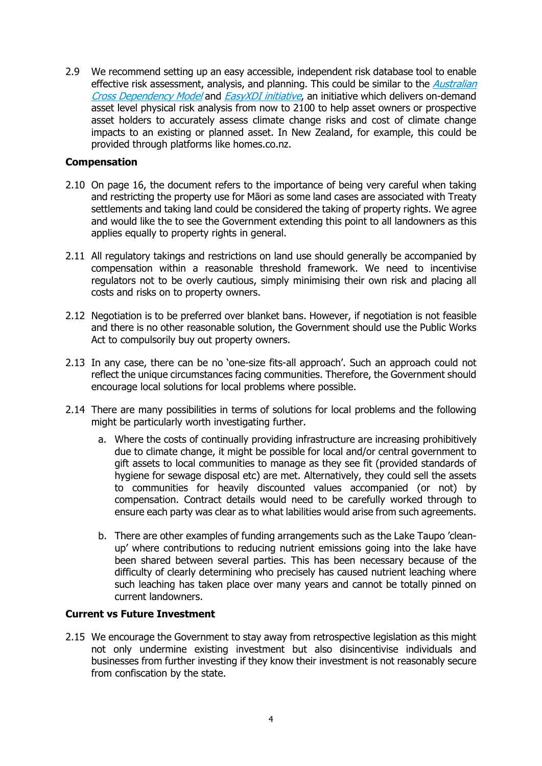2.9 We recommend setting up an easy accessible, independent risk database tool to enable effective risk assessment, analysis, and planning. This could be similar to the *Australian Cross Dependency Model* and *EasyXDI initiative*, an initiative which delivers on-demand asset level physical risk analysis from now to 2100 to help asset owners or prospective asset holders to accurately assess climate change risks and cost of climate change impacts to an existing or planned asset. In New Zealand, for example, this could be provided through platforms like homes.co.nz.

**Compensation**

2.10 On page 16, the document refers to the importance of being very careful when taking and restricting the property use for Māori as some land cases are associated with Treaty settlements and taking land could be considered the taking of property rights. We agree and would like the to see the Government extending this point to all landowners as this applies equally to property rights in general.

2.11 All regulatory takings and restrictions on land use should generally be accompanied by compensation within a reasonable threshold framework. We need to incentivise regulators not to be overly cautious, simply minimising their own risk and placing all costs and risks on to property owners.

2.12 Negotiation is to be preferred over blanket bans. However, if negotiation is not feasible and there is no other reasonable solution, the Government should use the Public Works Act to compulsorily buy out property owners.

2.13 In any case, there can be no 'one-size fits-all approach'. Such an approach could not reflect the unique circumstances facing communities. Therefore, the Government should encourage local solutions for local problems where possible.

2.14 There are many possibilities in terms of solutions for local problems and the following might be particularly worth investigating further.

   a. Where the costs of continually providing infrastructure are increasing prohibitively due to climate change, it might be possible for local and/or central government to gift assets to local communities to manage as they see fit (provided standards of hygiene for sewage disposal etc) are met. Alternatively, they could sell the assets to communities for heavily discounted values accompanied (or not) by compensation. Contract details would need to be carefully worked through to ensure each party was clear as to what labilities would arise from such agreements.

   b. There are other examples of funding arrangements such as the Lake Taupo 'clean-up' where contributions to reducing nutrient emissions going into the lake have been shared between several parties. This has been necessary because of the difficulty of clearly determining who precisely has caused nutrient leaching where such leaching has taken place over many years and cannot be totally pinned on current landowners.

**Current vs Future Investment**

2.15 We encourage the Government to stay away from retrospective legislation as this might not only undermine existing investment but also disincentivise individuals and businesses from further investing if they know their investment is not reasonably secure from confiscation by the state.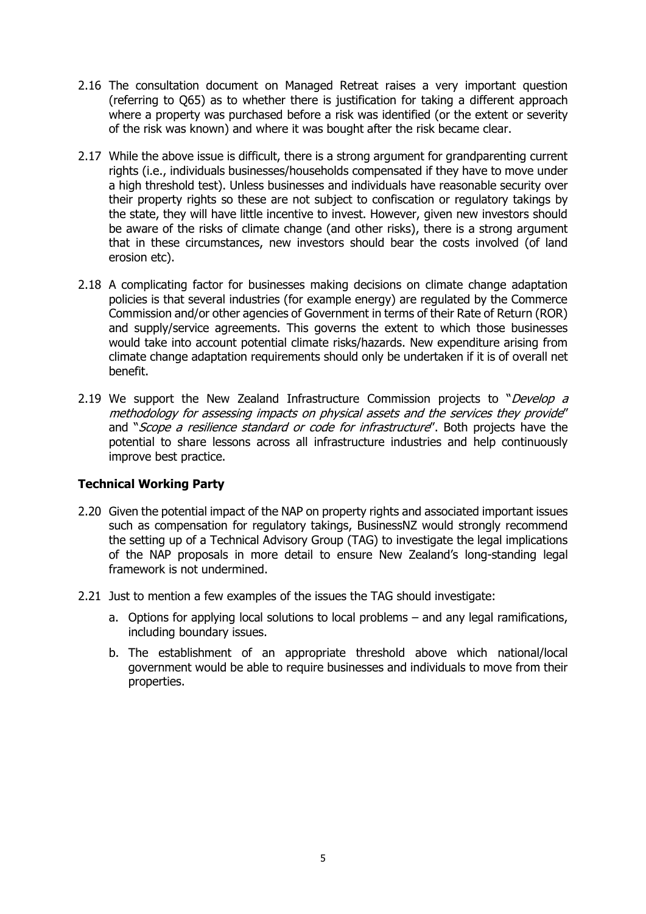2.16 The consultation document on Managed Retreat raises a very important question (referring to Q65) as to whether there is justification for taking a different approach where a property was purchased before a risk was identified (or the extent or severity of the risk was known) and where it was bought after the risk became clear.

2.17 While the above issue is difficult, there is a strong argument for grandparenting current rights (i.e., individuals businesses/households compensated if they have to move under a high threshold test). Unless businesses and individuals have reasonable security over their property rights so these are not subject to confiscation or regulatory takings by the state, they will have little incentive to invest. However, given new investors should be aware of the risks of climate change (and other risks), there is a strong argument that in these circumstances, new investors should bear the costs involved (of land erosion etc).

2.18 A complicating factor for businesses making decisions on climate change adaptation policies is that several industries (for example energy) are regulated by the Commerce Commission and/or other agencies of Government in terms of their Rate of Return (ROR) and supply/service agreements. This governs the extent to which those businesses would take into account potential climate risks/hazards. New expenditure arising from climate change adaptation requirements should only be undertaken if it is of overall net benefit.

2.19 We support the New Zealand Infrastructure Commission projects to "*Develop a methodology for assessing impacts on physical assets and the services they provide*" and "*Scope a resilience standard or code for infrastructure*". Both projects have the potential to share lessons across all infrastructure industries and help continuously improve best practice.

### Technical Working Party

2.20 Given the potential impact of the NAP on property rights and associated important issues such as compensation for regulatory takings, BusinessNZ would strongly recommend the setting up of a Technical Advisory Group (TAG) to investigate the legal implications of the NAP proposals in more detail to ensure New Zealand's long-standing legal framework is not undermined.

2.21 Just to mention a few examples of the issues the TAG should investigate:

a. Options for applying local solutions to local problems – and any legal ramifications, including boundary issues.

b. The establishment of an appropriate threshold above which national/local government would be able to require businesses and individuals to move from their properties.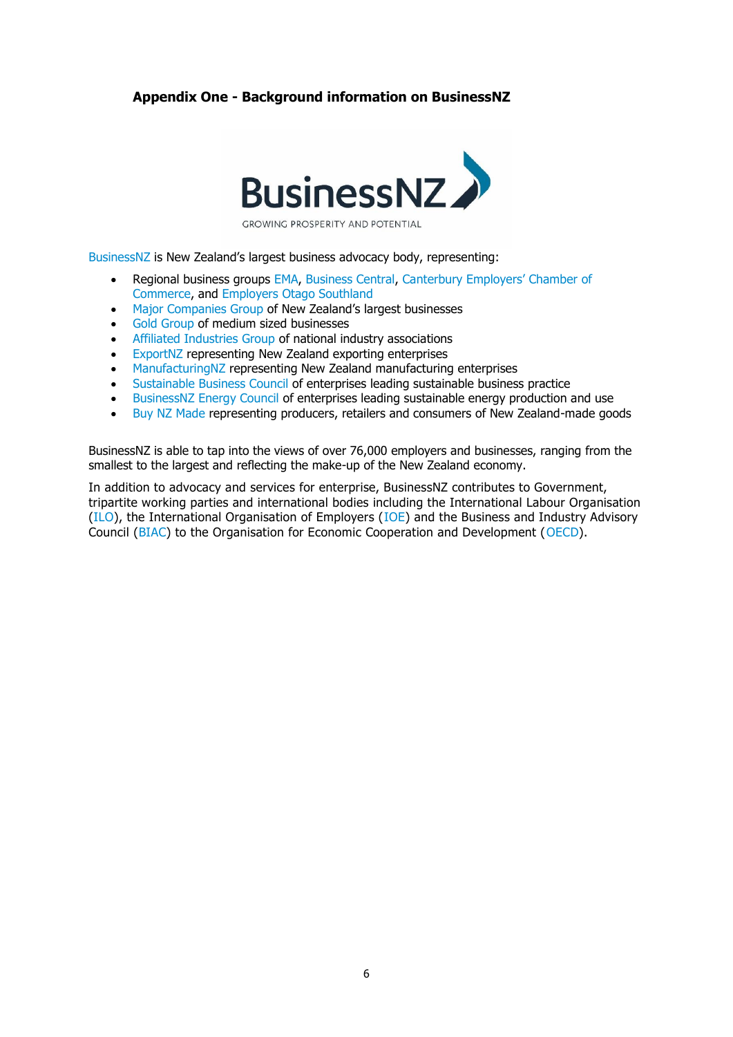**Appendix One - Background information on BusinessNZ**

BusinessNZ
GROWING PROSPERITY AND POTENTIAL

BusinessNZ is New Zealand's largest business advocacy body, representing:

- Regional business groups EMA, Business Central, Canterbury Employers' Chamber of Commerce, and Employers Otago Southland
- Major Companies Group of New Zealand's largest businesses
- Gold Group of medium sized businesses
- Affiliated Industries Group of national industry associations
- ExportNZ representing New Zealand exporting enterprises
- ManufacturingNZ representing New Zealand manufacturing enterprises
- Sustainable Business Council of enterprises leading sustainable business practice
- BusinessNZ Energy Council of enterprises leading sustainable energy production and use
- Buy NZ Made representing producers, retailers and consumers of New Zealand-made goods

BusinessNZ is able to tap into the views of over 76,000 employers and businesses, ranging from the smallest to the largest and reflecting the make-up of the New Zealand economy.

In addition to advocacy and services for enterprise, BusinessNZ contributes to Government, tripartite working parties and international bodies including the International Labour Organisation (ILO), the International Organisation of Employers (IOE) and the Business and Industry Advisory Council (BIAC) to the Organisation for Economic Cooperation and Development (OECD).